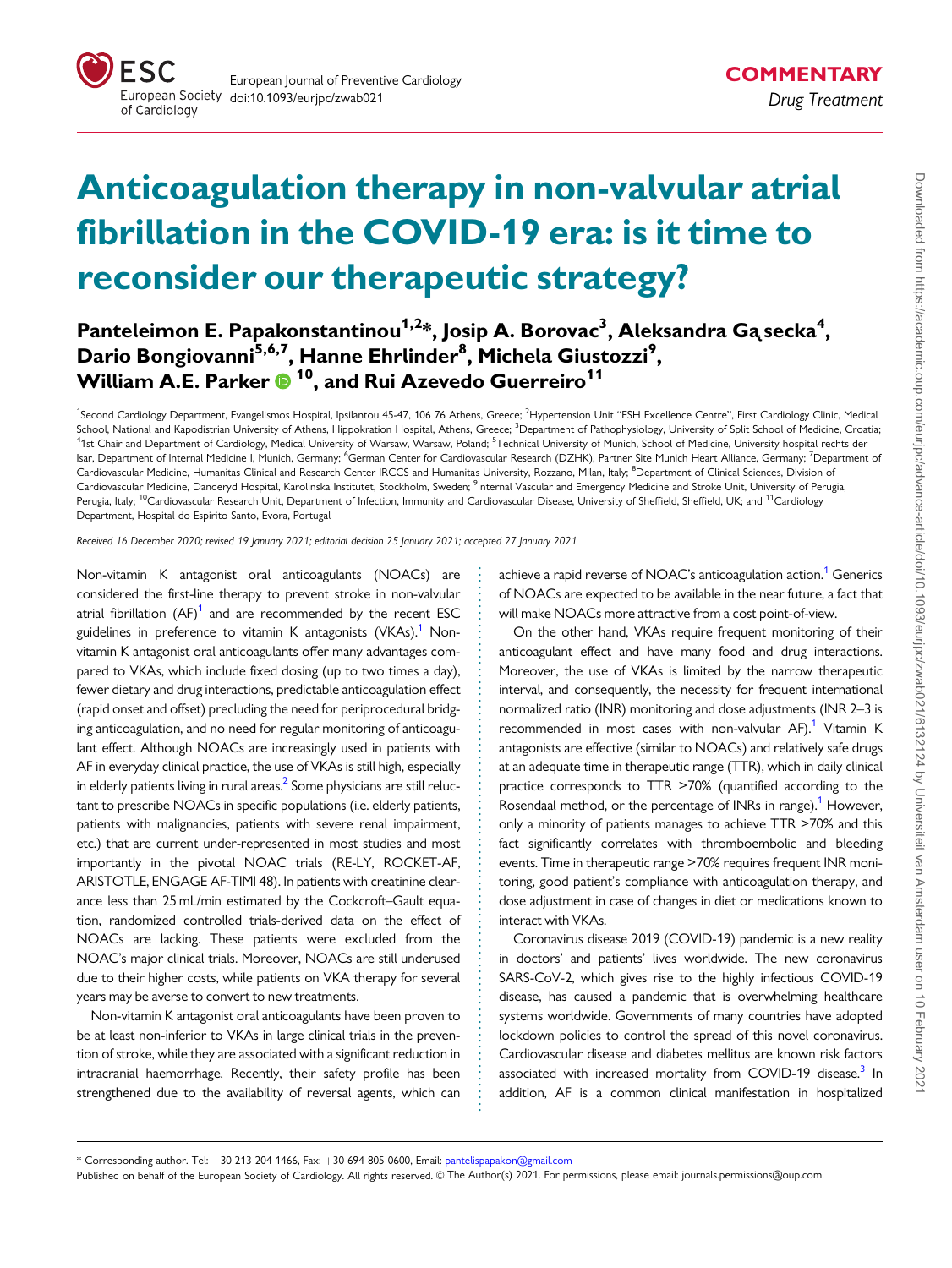# Anticoagulation therapy in non-valvular atrial fibrillation in the COVID-19 era: is it time to reconsider our therapeutic strategy?

**Panteleimon E. Papakonstantinou[1,2]*, Josip A. Borovac[3], Aleksandra Gąsecka[4], Dario Bongiovanni[5,6,7], Hanne Ehrlinder[8], Michela Giustozzi[9], William A.E. Parker[10], and Rui Azevedo Guerreiro[11]**

[1]Second Cardiology Department, Evangelismos Hospital, Ipsilantou 45-47, 106 76 Athens, Greece; [2]Hypertension Unit "ESH Excellence Centre", First Cardiology Clinic, Medical School, National and Kapodistrian University of Athens, Hippokration Hospital, Athens, Greece; [3]Department of Pathophysiology, University of Split School of Medicine, Croatia; [4]1st Chair and Department of Cardiology, Medical University of Warsaw, Warsaw, Poland; [5]Technical University of Munich, School of Medicine, University hospital rechts der Isar, Department of Internal Medicine I, Munich, Germany; [6]German Center for Cardiovascular Research (DZHK), Partner Site Munich Heart Alliance, Germany; [7]Department of Cardiovascular Medicine, Humanitas Clinical and Research Center IRCCS and Humanitas University, Rozzano, Milan, Italy; [8]Department of Clinical Sciences, Division of Cardiovascular Medicine, Danderyd Hospital, Karolinska Institutet, Stockholm, Sweden; [9]Internal Vascular and Emergency Medicine and Stroke Unit, University of Perugia, Perugia, Italy; [10]Cardiovascular Research Unit, Department of Infection, Immunity and Cardiovascular Disease, University of Sheffield, Sheffield, UK; and [11]Cardiology Department, Hospital do Espirito Santo, Evora, Portugal

*Received 16 December 2020; revised 19 January 2021; editorial decision 25 January 2021; accepted 27 January 2021*

Non-vitamin K antagonist oral anticoagulants (NOACs) are considered the first-line therapy to prevent stroke in non-valvular atrial fibrillation (AF)[1] and are recommended by the recent ESC guidelines in preference to vitamin K antagonists (VKAs).[1] Non-vitamin K antagonist oral anticoagulants offer many advantages compared to VKAs, which include fixed dosing (up to two times a day), fewer dietary and drug interactions, predictable anticoagulation effect (rapid onset and offset) precluding the need for periprocedural bridging anticoagulation, and no need for regular monitoring of anticoagulant effect. Although NOACs are increasingly used in patients with AF in everyday clinical practice, the use of VKAs is still high, especially in elderly patients living in rural areas.[2] Some physicians are still reluctant to prescribe NOACs in specific populations (i.e. elderly patients, patients with malignancies, patients with severe renal impairment, etc.) that are current under-represented in most studies and most importantly in the pivotal NOAC trials (RE-LY, ROCKET-AF, ARISTOTLE, ENGAGE AF-TIMI 48). In patients with creatinine clearance less than 25 mL/min estimated by the Cockcroft–Gault equation, randomized controlled trials-derived data on the effect of NOACs are lacking. These patients were excluded from the NOAC's major clinical trials. Moreover, NOACs are still underused due to their higher costs, while patients on VKA therapy for several years may be averse to convert to new treatments.

Non-vitamin K antagonist oral anticoagulants have been proven to be at least non-inferior to VKAs in large clinical trials in the prevention of stroke, while they are associated with a significant reduction in intracranial haemorrhage. Recently, their safety profile has been strengthened due to the availability of reversal agents, which can achieve a rapid reverse of NOAC's anticoagulation action.[1] Generics of NOACs are expected to be available in the near future, a fact that will make NOACs more attractive from a cost point-of-view.

On the other hand, VKAs require frequent monitoring of their anticoagulant effect and have many food and drug interactions. Moreover, the use of VKAs is limited by the narrow therapeutic interval, and consequently, the necessity for frequent international normalized ratio (INR) monitoring and dose adjustments (INR 2–3 is recommended in most cases with non-valvular AF).[1] Vitamin K antagonists are effective (similar to NOACs) and relatively safe drugs at an adequate time in therapeutic range (TTR), which in daily clinical practice corresponds to TTR >70% (quantified according to the Rosendaal method, or the percentage of INRs in range).[1] However, only a minority of patients manages to achieve TTR >70% and this fact significantly correlates with thromboembolic and bleeding events. Time in therapeutic range >70% requires frequent INR monitoring, good patient's compliance with anticoagulation therapy, and dose adjustment in case of changes in diet or medications known to interact with VKAs.

Coronavirus disease 2019 (COVID-19) pandemic is a new reality in doctors' and patients' lives worldwide. The new coronavirus SARS-CoV-2, which gives rise to the highly infectious COVID-19 disease, has caused a pandemic that is overwhelming healthcare systems worldwide. Governments of many countries have adopted lockdown policies to control the spread of this novel coronavirus. Cardiovascular disease and diabetes mellitus are known risk factors associated with increased mortality from COVID-19 disease.[3] In addition, AF is a common clinical manifestation in hospitalized

\* Corresponding author. Tel: +30 213 204 1466, Fax: +30 694 805 0600, Email: pantelispapakon@gmail.com

Published on behalf of the European Society of Cardiology. All rights reserved. © The Author(s) 2021. For permissions, please email: journals.permissions@oup.com.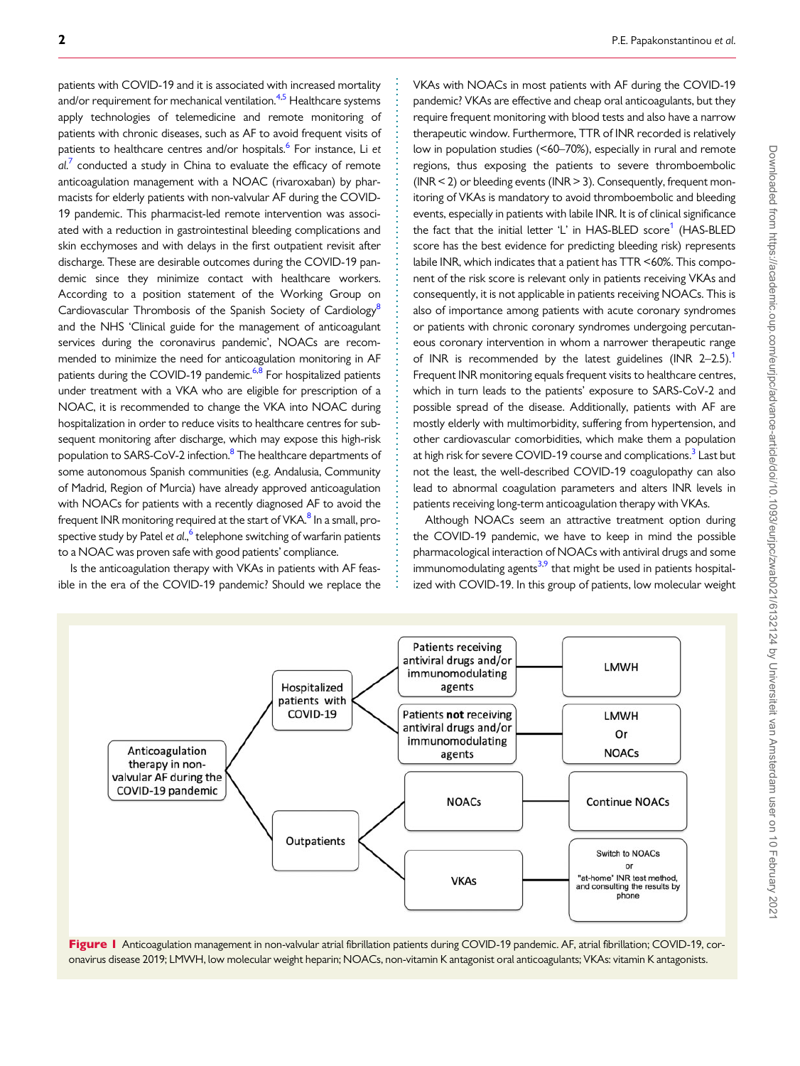patients with COVID-19 and it is associated with increased mortality and/or requirement for mechanical ventilation.[4,5] Healthcare systems apply technologies of telemedicine and remote monitoring of patients with chronic diseases, such as AF to avoid frequent visits of patients to healthcare centres and/or hospitals.[6] For instance, Li *et al.*[7] conducted a study in China to evaluate the efficacy of remote anticoagulation management with a NOAC (rivaroxaban) by pharmacists for elderly patients with non-valvular AF during the COVID-19 pandemic. This pharmacist-led remote intervention was associated with a reduction in gastrointestinal bleeding complications and skin ecchymoses and with delays in the first outpatient revisit after discharge. These are desirable outcomes during the COVID-19 pandemic since they minimize contact with healthcare workers. According to a position statement of the Working Group on Cardiovascular Thrombosis of the Spanish Society of Cardiology[8] and the NHS 'Clinical guide for the management of anticoagulant services during the coronavirus pandemic', NOACs are recommended to minimize the need for anticoagulation monitoring in AF patients during the COVID-19 pandemic.[6,8] For hospitalized patients under treatment with a VKA who are eligible for prescription of a NOAC, it is recommended to change the VKA into NOAC during hospitalization in order to reduce visits to healthcare centres for subsequent monitoring after discharge, which may expose this high-risk population to SARS-CoV-2 infection.[8] The healthcare departments of some autonomous Spanish communities (e.g. Andalusia, Community of Madrid, Region of Murcia) have already approved anticoagulation with NOACs for patients with a recently diagnosed AF to avoid the frequent INR monitoring required at the start of VKA.[8] In a small, prospective study by Patel *et al.*,[6] telephone switching of warfarin patients to a NOAC was proven safe with good patients' compliance.

Is the anticoagulation therapy with VKAs in patients with AF feasible in the era of the COVID-19 pandemic? Should we replace the VKAs with NOACs in most patients with AF during the COVID-19 pandemic? VKAs are effective and cheap oral anticoagulants, but they require frequent monitoring with blood tests and also have a narrow therapeutic window. Furthermore, TTR of INR recorded is relatively low in population studies (<60–70%), especially in rural and remote regions, thus exposing the patients to severe thromboembolic (INR < 2) or bleeding events (INR > 3). Consequently, frequent monitoring of VKAs is mandatory to avoid thromboembolic and bleeding events, especially in patients with labile INR. It is of clinical significance the fact that the initial letter 'L' in HAS-BLED score[1] (HAS-BLED score has the best evidence for predicting bleeding risk) represents labile INR, which indicates that a patient has TTR <60%. This component of the risk score is relevant only in patients receiving VKAs and consequently, it is not applicable in patients receiving NOACs. This is also of importance among patients with acute coronary syndromes or patients with chronic coronary syndromes undergoing percutaneous coronary intervention in whom a narrower therapeutic range of INR is recommended by the latest guidelines (INR 2–2.5).[1] Frequent INR monitoring equals frequent visits to healthcare centres, which in turn leads to the patients' exposure to SARS-CoV-2 and possible spread of the disease. Additionally, patients with AF are mostly elderly with multimorbidity, suffering from hypertension, and other cardiovascular comorbidities, which make them a population at high risk for severe COVID-19 course and complications.[3] Last but not the least, the well-described COVID-19 coagulopathy can also lead to abnormal coagulation parameters and alters INR levels in patients receiving long-term anticoagulation therapy with VKAs.

Although NOACs seem an attractive treatment option during the COVID-19 pandemic, we have to keep in mind the possible pharmacological interaction of NOACs with antiviral drugs and some immunomodulating agents[3,9] that might be used in patients hospitalized with COVID-19. In this group of patients, low molecular weight

Anticoagulation therapy in non-valvular AF during the COVID-19 pandemic
- Hospitalized patients with COVID-19
  - Patients receiving antiviral drugs and/or immunomodulating agents → LMWH
  - Patients **not** receiving antiviral drugs and/or immunomodulating agents → LMWH Or NOACs
- Outpatients
  - NOACs → Continue NOACs
  - VKAs → Switch to NOACs or "at-home" INR test method, and consulting the results by phone

**Figure 1** Anticoagulation management in non-valvular atrial fibrillation patients during COVID-19 pandemic. AF, atrial fibrillation; COVID-19, coronavirus disease 2019; LMWH, low molecular weight heparin; NOACs, non-vitamin K antagonist oral anticoagulants; VKAs: vitamin K antagonists.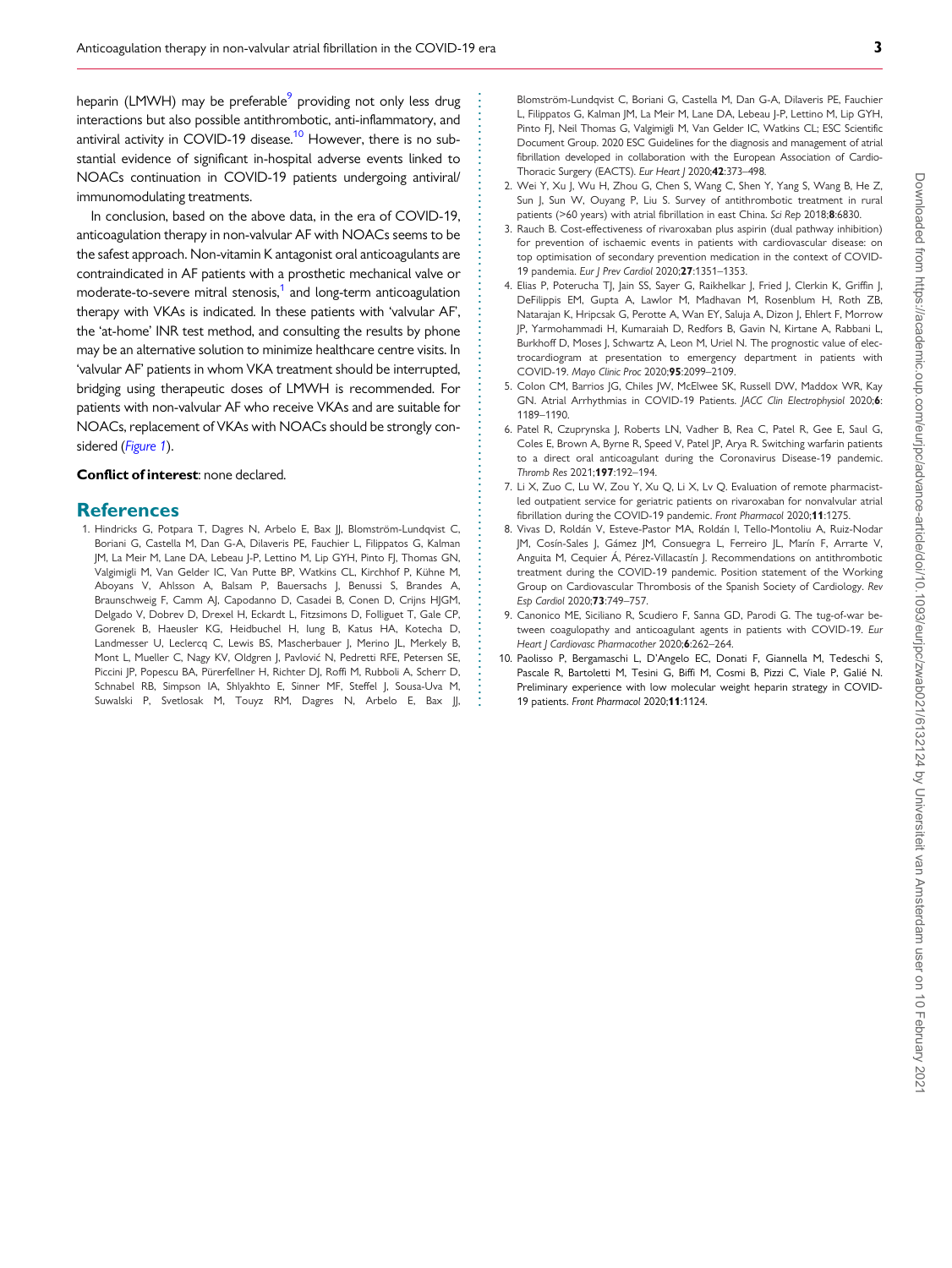heparin (LMWH) may be preferable[9] providing not only less drug interactions but also possible antithrombotic, anti-inflammatory, and antiviral activity in COVID-19 disease.[10] However, there is no substantial evidence of significant in-hospital adverse events linked to NOACs continuation in COVID-19 patients undergoing antiviral/ immunomodulating treatments.

In conclusion, based on the above data, in the era of COVID-19, anticoagulation therapy in non-valvular AF with NOACs seems to be the safest approach. Non-vitamin K antagonist oral anticoagulants are contraindicated in AF patients with a prosthetic mechanical valve or moderate-to-severe mitral stenosis,[1] and long-term anticoagulation therapy with VKAs is indicated. In these patients with 'valvular AF', the 'at-home' INR test method, and consulting the results by phone may be an alternative solution to minimize healthcare centre visits. In 'valvular AF' patients in whom VKA treatment should be interrupted, bridging using therapeutic doses of LMWH is recommended. For patients with non-valvular AF who receive VKAs and are suitable for NOACs, replacement of VKAs with NOACs should be strongly considered (*Figure 1*).

**Conflict of interest**: none declared.

## References

1. Hindricks G, Potpara T, Dagres N, Arbelo E, Bax JJ, Blomström-Lundqvist C, Boriani G, Castella M, Dan G-A, Dilaveris PE, Fauchier L, Filippatos G, Kalman JM, La Meir M, Lane DA, Lebeau J-P, Lettino M, Lip GYH, Pinto FJ, Thomas GN, Valgimigli M, Van Gelder IC, Van Putte BP, Watkins CL, Kirchhof P, Kühne M, Aboyans V, Ahlsson A, Balsam P, Bauersachs J, Benussi S, Brandes A, Braunschweig F, Camm AJ, Capodanno D, Casadei B, Conen D, Crijns HJGM, Delgado V, Dobrev D, Drexel H, Eckardt L, Fitzsimons D, Folliguet T, Gale CP, Gorenek B, Haeusler KG, Heidbuchel H, Iung B, Katus HA, Kotecha D, Landmesser U, Leclercq C, Lewis BS, Mascherbauer J, Merino JL, Merkely B, Mont L, Mueller C, Nagy KV, Oldgren J, Pavlović N, Pedretti RFE, Petersen SE, Piccini JP, Popescu BA, Pürerfellner H, Richter DJ, Roffi M, Rubboli A, Scherr D, Schnabel RB, Simpson IA, Shlyakhto E, Sinner MF, Steffel J, Sousa-Uva M, Suwalski P, Svetlosak M, Touyz RM, Dagres N, Arbelo E, Bax JJ, Blomström-Lundqvist C, Boriani G, Castella M, Dan G-A, Dilaveris PE, Fauchier L, Filippatos G, Kalman JM, La Meir M, Lane DA, Lebeau J-P, Lettino M, Lip GYH, Pinto FJ, Neil Thomas G, Valgimigli M, Van Gelder IC, Watkins CL; ESC Scientific Document Group. 2020 ESC Guidelines for the diagnosis and management of atrial fibrillation developed in collaboration with the European Association of Cardio-Thoracic Surgery (EACTS). *Eur Heart J* 2020;**42**:373–498.
2. Wei Y, Xu J, Wu H, Zhou G, Chen S, Wang C, Shen Y, Yang S, Wang B, He Z, Sun J, Sun W, Ouyang P, Liu S. Survey of antithrombotic treatment in rural patients (>60 years) with atrial fibrillation in east China. *Sci Rep* 2018;**8**:6830.
3. Rauch B. Cost-effectiveness of rivaroxaban plus aspirin (dual pathway inhibition) for prevention of ischaemic events in patients with cardiovascular disease: on top optimisation of secondary prevention medication in the context of COVID-19 pandemia. *Eur J Prev Cardiol* 2020;**27**:1351–1353.
4. Elias P, Poterucha TJ, Jain SS, Sayer G, Raikhelkar J, Fried J, Clerkin K, Griffin J, DeFilippis EM, Gupta A, Lawlor M, Madhavan M, Rosenblum H, Roth ZB, Natarajan K, Hripcsak G, Perotte A, Wan EY, Saluja A, Dizon J, Ehlert F, Morrow JP, Yarmohammadi H, Kumaraiah D, Redfors B, Gavin N, Kirtane A, Rabbani L, Burkhoff D, Moses J, Schwartz A, Leon M, Uriel N. The prognostic value of electrocardiogram at presentation to emergency department in patients with COVID-19. *Mayo Clinic Proc* 2020;**95**:2099–2109.
5. Colon CM, Barrios JG, Chiles JW, McElwee SK, Russell DW, Maddox WR, Kay GN. Atrial Arrhythmias in COVID-19 Patients. *JACC Clin Electrophysiol* 2020;**6**: 1189–1190.
6. Patel R, Czuprynska J, Roberts LN, Vadher B, Rea C, Patel R, Gee E, Saul G, Coles E, Brown A, Byrne R, Speed V, Patel JP, Arya R. Switching warfarin patients to a direct oral anticoagulant during the Coronavirus Disease-19 pandemic. *Thromb Res* 2021;**197**:192–194.
7. Li X, Zuo C, Lu W, Zou Y, Xu Q, Li X, Lv Q. Evaluation of remote pharmacist-led outpatient service for geriatric patients on rivaroxaban for nonvalvular atrial fibrillation during the COVID-19 pandemic. *Front Pharmacol* 2020;**11**:1275.
8. Vivas D, Roldán V, Esteve-Pastor MA, Roldán I, Tello-Montoliu A, Ruiz-Nodar JM, Cosín-Sales J, Gámez JM, Consuegra L, Ferreiro JL, Marín F, Arrarte V, Anguita M, Cequier Á, Pérez-Villacastín J. Recommendations on antithrombotic treatment during the COVID-19 pandemic. Position statement of the Working Group on Cardiovascular Thrombosis of the Spanish Society of Cardiology. *Rev Esp Cardiol* 2020;**73**:749–757.
9. Canonico ME, Siciliano R, Scudiero F, Sanna GD, Parodi G. The tug-of-war between coagulopathy and anticoagulant agents in patients with COVID-19. *Eur Heart J Cardiovasc Pharmacother* 2020;**6**:262–264.
10. Paolisso P, Bergamaschi L, D'Angelo EC, Donati F, Giannella M, Tedeschi S, Pascale R, Bartoletti M, Tesini G, Biffi M, Cosmi B, Pizzi C, Viale P, Galié N. Preliminary experience with low molecular weight heparin strategy in COVID-19 patients. *Front Pharmacol* 2020;**11**:1124.